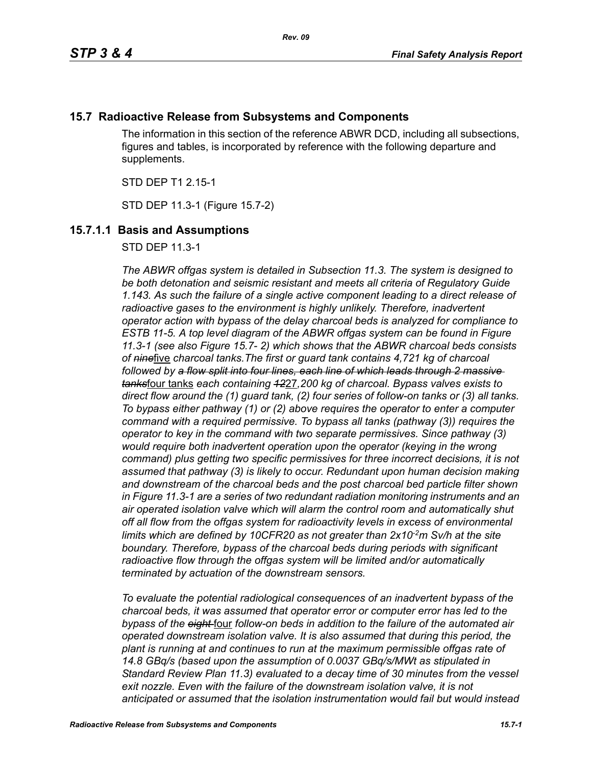## 15.7 Radioactive Release from Subsystems and Components

The information in this section of the reference ABWR DCD, including all subsections, figures and tables, is incorporated by reference with the following departure and supplements.

STD DEP T1 2.15-1

STD DEP 11.3-1 (Figure 15.7-2)

### 15.7.1.1 Basis and Assumptions

STD DEP 11.3-1

*The ABWR offgas system is detailed in Subsection 11.3. The system is designed to be both detonation and seismic resistant and meets all criteria of Regulatory Guide 1.143. As such the failure of a single active component leading to a direct release of radioactive gases to the environment is highly unlikely. Therefore, inadvertent operator action with bypass of the delay charcoal beds is analyzed for compliance to ESTB 11-5. A top level diagram of the ABWR offgas system can be found in Figure 11.3-1 (see also Figure 15.7- 2) which shows that the ABWR charcoal beds consists of ~~nine~~*five *charcoal tanks.The first or guard tank contains 4,721 kg of charcoal followed by ~~a flow split into four lines, each line of which leads through 2 massive tanks~~*four tanks *each containing ~~12~~*27*,200 kg of charcoal. Bypass valves exists to direct flow around the (1) guard tank, (2) four series of follow-on tanks or (3) all tanks. To bypass either pathway (1) or (2) above requires the operator to enter a computer command with a required permissive. To bypass all tanks (pathway (3)) requires the operator to key in the command with two separate permissives. Since pathway (3) would require both inadvertent operation upon the operator (keying in the wrong command) plus getting two specific permissives for three incorrect decisions, it is not assumed that pathway (3) is likely to occur. Redundant upon human decision making and downstream of the charcoal beds and the post charcoal bed particle filter shown in Figure 11.3-1 are a series of two redundant radiation monitoring instruments and an air operated isolation valve which will alarm the control room and automatically shut off all flow from the offgas system for radioactivity levels in excess of environmental limits which are defined by 10CFR20 as not greater than $2x10^{-2}$m Sv/h at the site boundary. Therefore, bypass of the charcoal beds during periods with significant radioactive flow through the offgas system will be limited and/or automatically terminated by actuation of the downstream sensors.*

*To evaluate the potential radiological consequences of an inadvertent bypass of the charcoal beds, it was assumed that operator error or computer error has led to the bypass of the ~~eight~~* four *follow-on beds in addition to the failure of the automated air operated downstream isolation valve. It is also assumed that during this period, the plant is running at and continues to run at the maximum permissible offgas rate of 14.8 GBq/s (based upon the assumption of 0.0037 GBq/s/MWt as stipulated in Standard Review Plan 11.3) evaluated to a decay time of 30 minutes from the vessel exit nozzle. Even with the failure of the downstream isolation valve, it is not anticipated or assumed that the isolation instrumentation would fail but would instead*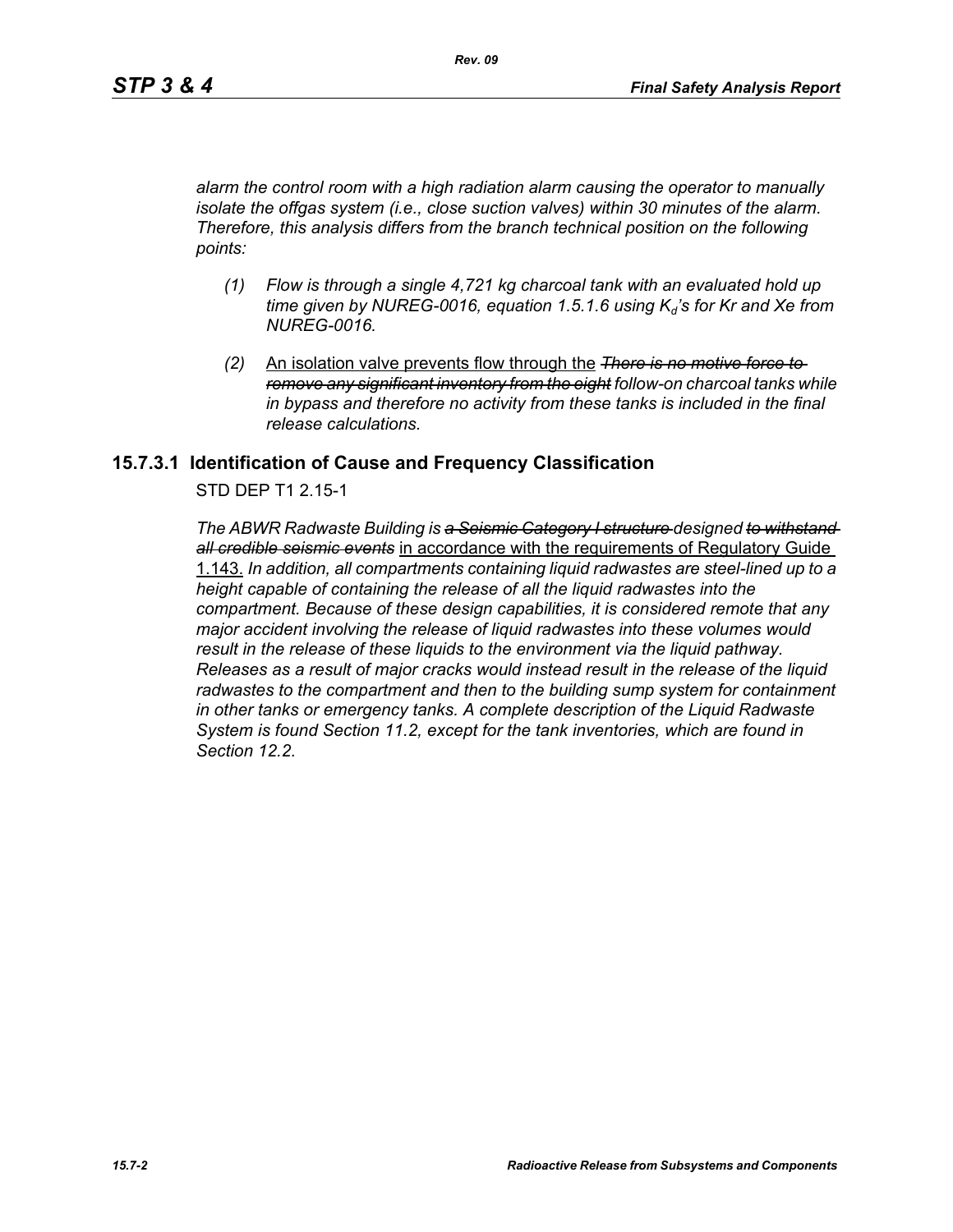*alarm the control room with a high radiation alarm causing the operator to manually isolate the offgas system (i.e., close suction valves) within 30 minutes of the alarm. Therefore, this analysis differs from the branch technical position on the following points:*

*(1) Flow is through a single 4,721 kg charcoal tank with an evaluated hold up time given by NUREG-0016, equation 1.5.1.6 using $K_d$'s for Kr and Xe from NUREG-0016.*

*(2)* <u>An isolation valve prevents flow through the</u> ~~*There is no motive force to remove any significant inventory from the eight*~~ *follow-on charcoal tanks while in bypass and therefore no activity from these tanks is included in the final release calculations.*

## 15.7.3.1 Identification of Cause and Frequency Classification

STD DEP T1 2.15-1

*The ABWR Radwaste Building is* ~~*a Seismic Category I structure*~~ *designed* ~~*to withstand all credible seismic events*~~ <u>in accordance with the requirements of Regulatory Guide 1.143.</u> *In addition, all compartments containing liquid radwastes are steel-lined up to a height capable of containing the release of all the liquid radwastes into the compartment. Because of these design capabilities, it is considered remote that any major accident involving the release of liquid radwastes into these volumes would result in the release of these liquids to the environment via the liquid pathway. Releases as a result of major cracks would instead result in the release of the liquid radwastes to the compartment and then to the building sump system for containment in other tanks or emergency tanks. A complete description of the Liquid Radwaste System is found Section 11.2, except for the tank inventories, which are found in Section 12.2.*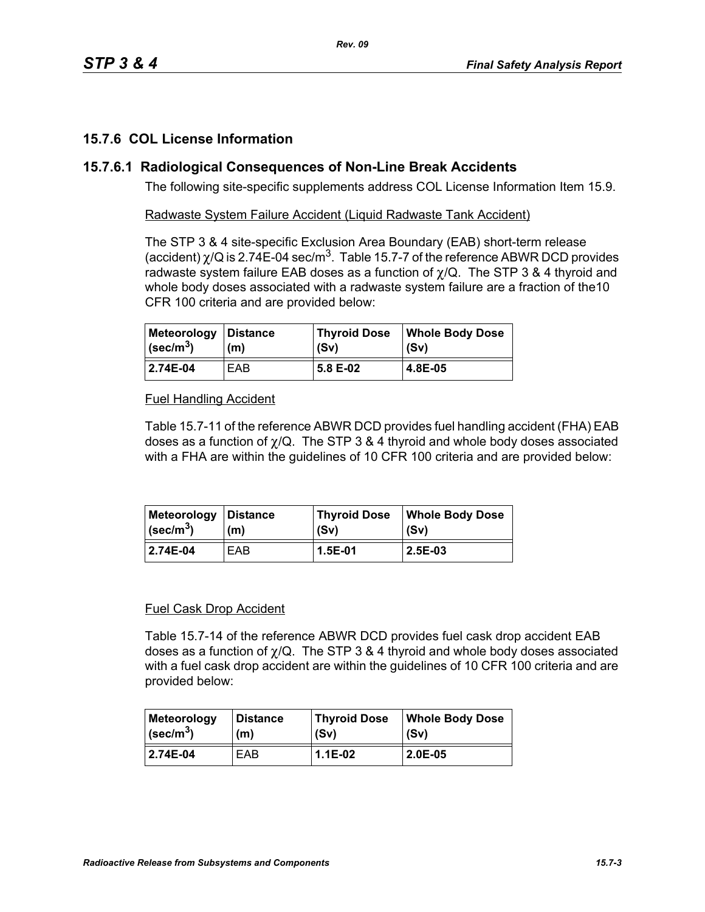## 15.7.6 COL License Information

### 15.7.6.1 Radiological Consequences of Non-Line Break Accidents

The following site-specific supplements address COL License Information Item 15.9.

Radwaste System Failure Accident (Liquid Radwaste Tank Accident)

The STP 3 & 4 site-specific Exclusion Area Boundary (EAB) short-term release (accident) $\chi$/Q is 2.74E-04 sec/m$^3$. Table 15.7-7 of the reference ABWR DCD provides radwaste system failure EAB doses as a function of $\chi$/Q. The STP 3 & 4 thyroid and whole body doses associated with a radwaste system failure are a fraction of the10 CFR 100 criteria and are provided below:

| Meteorology (sec/m$^3$) | Distance (m) | Thyroid Dose (Sv) | Whole Body Dose (Sv) |
|---|---|---|---|
| **2.74E-04** | EAB | **5.8 E-02** | **4.8E-05** |

Fuel Handling Accident

Table 15.7-11 of the reference ABWR DCD provides fuel handling accident (FHA) EAB doses as a function of $\chi$/Q. The STP 3 & 4 thyroid and whole body doses associated with a FHA are within the guidelines of 10 CFR 100 criteria and are provided below:

| Meteorology (sec/m$^3$) | Distance (m) | Thyroid Dose (Sv) | Whole Body Dose (Sv) |
|---|---|---|---|
| **2.74E-04** | EAB | **1.5E-01** | **2.5E-03** |

Fuel Cask Drop Accident

Table 15.7-14 of the reference ABWR DCD provides fuel cask drop accident EAB doses as a function of $\chi$/Q. The STP 3 & 4 thyroid and whole body doses associated with a fuel cask drop accident are within the guidelines of 10 CFR 100 criteria and are provided below:

| Meteorology (sec/m$^3$) | Distance (m) | Thyroid Dose (Sv) | Whole Body Dose (Sv) |
|---|---|---|---|
| **2.74E-04** | EAB | **1.1E-02** | **2.0E-05** |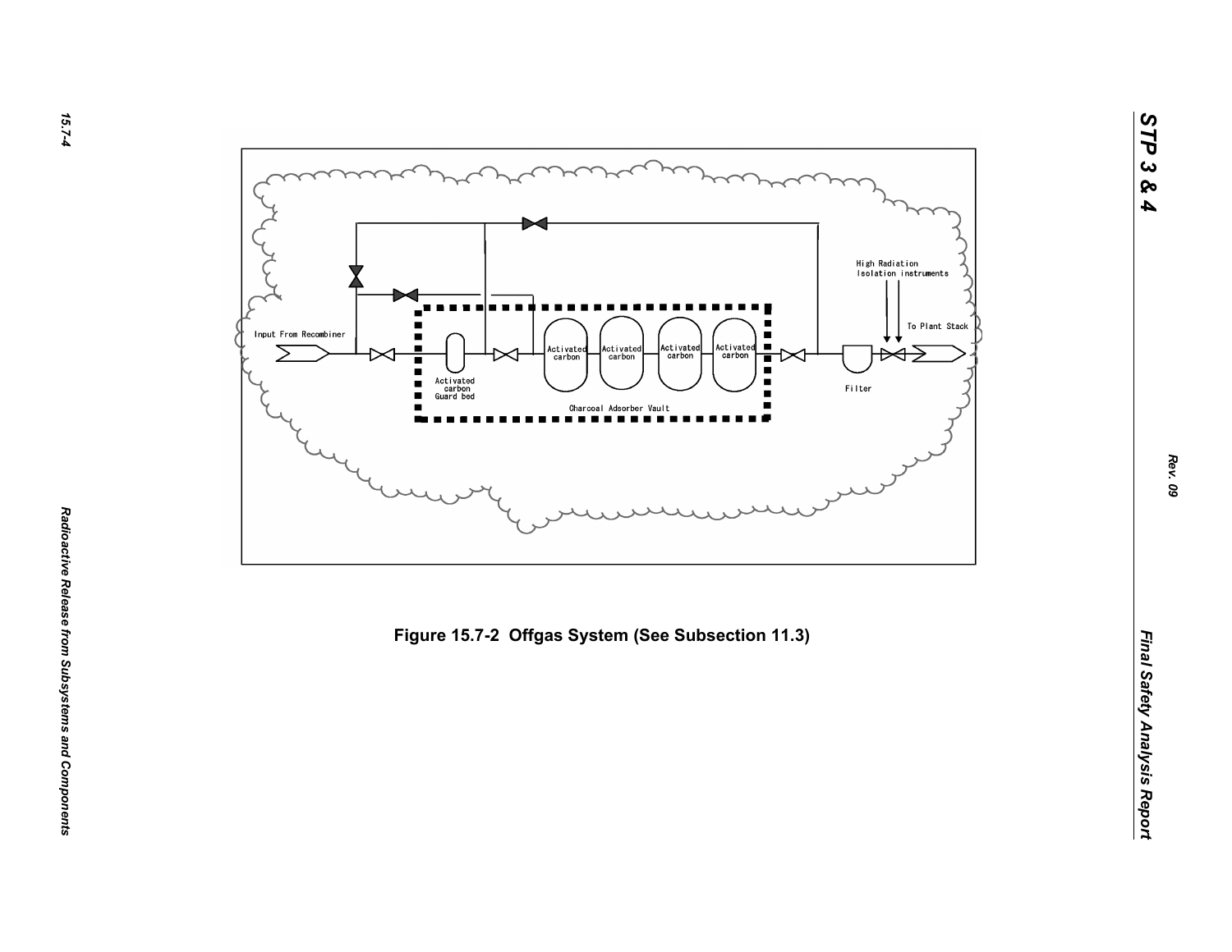Input From Recombiner

Activated carbon Guard bed

Activated carbon

Activated carbon

Activated carbon

Activated carbon

Charcoal Adsorber Vault

Filter

High Radiation Isolation instruments

To Plant Stack

Figure 15.7-2 Offgas System (See Subsection 11.3)